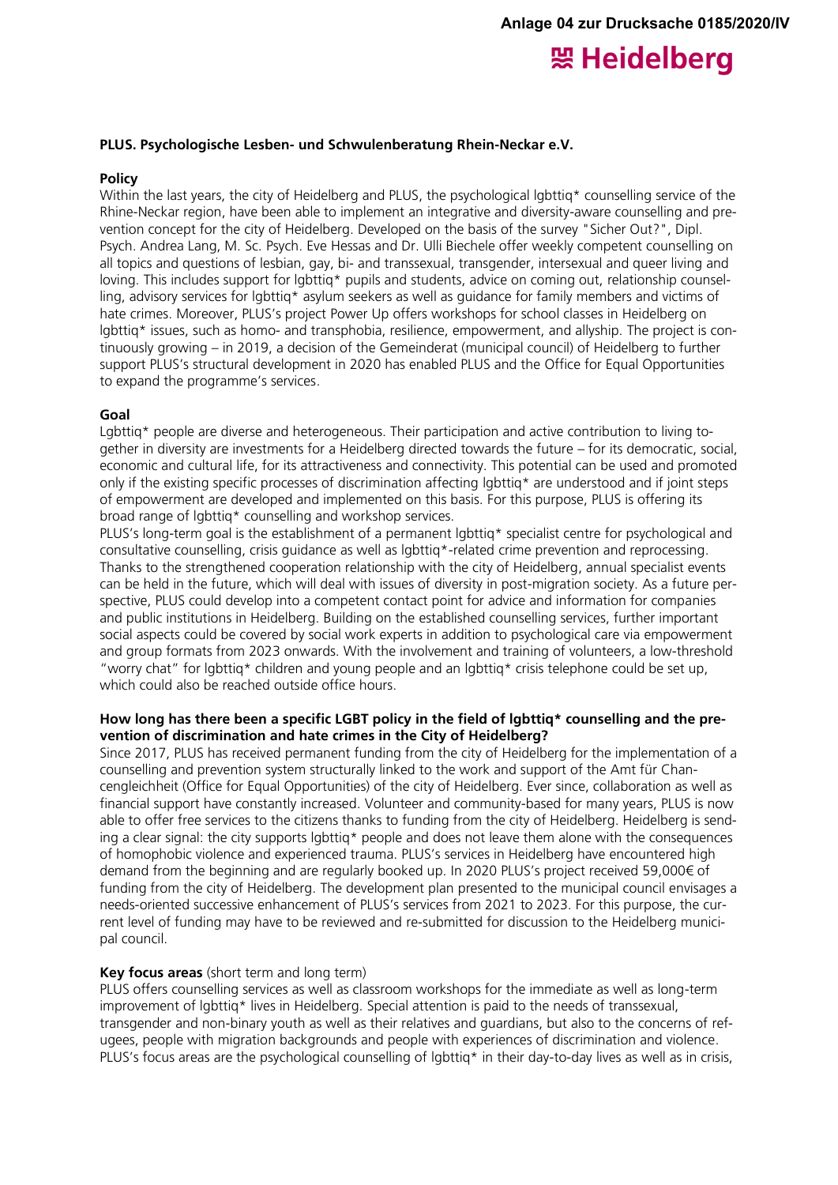Anlage 04 zur Drucksache 0185/2020/IV

Heidelberg

**PLUS. Psychologische Lesben- und Schwulenberatung Rhein-Neckar e.V.**

**Policy**

Within the last years, the city of Heidelberg and PLUS, the psychological lgbttiq* counselling service of the Rhine-Neckar region, have been able to implement an integrative and diversity-aware counselling and prevention concept for the city of Heidelberg. Developed on the basis of the survey "Sicher Out?", Dipl. Psych. Andrea Lang, M. Sc. Psych. Eve Hessas and Dr. Ulli Biechele offer weekly competent counselling on all topics and questions of lesbian, gay, bi- and transsexual, transgender, intersexual and queer living and loving. This includes support for lgbttiq* pupils and students, advice on coming out, relationship counselling, advisory services for lgbttiq* asylum seekers as well as guidance for family members and victims of hate crimes. Moreover, PLUS's project Power Up offers workshops for school classes in Heidelberg on lgbttiq* issues, such as homo- and transphobia, resilience, empowerment, and allyship. The project is continuously growing – in 2019, a decision of the Gemeinderat (municipal council) of Heidelberg to further support PLUS's structural development in 2020 has enabled PLUS and the Office for Equal Opportunities to expand the programme's services.

**Goal**

Lgbttiq* people are diverse and heterogeneous. Their participation and active contribution to living together in diversity are investments for a Heidelberg directed towards the future – for its democratic, social, economic and cultural life, for its attractiveness and connectivity. This potential can be used and promoted only if the existing specific processes of discrimination affecting lgbttiq* are understood and if joint steps of empowerment are developed and implemented on this basis. For this purpose, PLUS is offering its broad range of lgbttiq* counselling and workshop services.

PLUS's long-term goal is the establishment of a permanent lgbttiq* specialist centre for psychological and consultative counselling, crisis guidance as well as lgbttiq*-related crime prevention and reprocessing. Thanks to the strengthened cooperation relationship with the city of Heidelberg, annual specialist events can be held in the future, which will deal with issues of diversity in post-migration society. As a future perspective, PLUS could develop into a competent contact point for advice and information for companies and public institutions in Heidelberg. Building on the established counselling services, further important social aspects could be covered by social work experts in addition to psychological care via empowerment and group formats from 2023 onwards. With the involvement and training of volunteers, a low-threshold "worry chat" for lgbttiq* children and young people and an lgbttiq* crisis telephone could be set up, which could also be reached outside office hours.

**How long has there been a specific LGBT policy in the field of lgbttiq* counselling and the prevention of discrimination and hate crimes in the City of Heidelberg?**

Since 2017, PLUS has received permanent funding from the city of Heidelberg for the implementation of a counselling and prevention system structurally linked to the work and support of the Amt für Chancengleichheit (Office for Equal Opportunities) of the city of Heidelberg. Ever since, collaboration as well as financial support have constantly increased. Volunteer and community-based for many years, PLUS is now able to offer free services to the citizens thanks to funding from the city of Heidelberg. Heidelberg is sending a clear signal: the city supports lgbttiq* people and does not leave them alone with the consequences of homophobic violence and experienced trauma. PLUS's services in Heidelberg have encountered high demand from the beginning and are regularly booked up. In 2020 PLUS's project received 59,000€ of funding from the city of Heidelberg. The development plan presented to the municipal council envisages a needs-oriented successive enhancement of PLUS's services from 2021 to 2023. For this purpose, the current level of funding may have to be reviewed and re-submitted for discussion to the Heidelberg municipal council.

**Key focus areas** (short term and long term)

PLUS offers counselling services as well as classroom workshops for the immediate as well as long-term improvement of lgbttiq* lives in Heidelberg. Special attention is paid to the needs of transsexual, transgender and non-binary youth as well as their relatives and guardians, but also to the concerns of refugees, people with migration backgrounds and people with experiences of discrimination and violence. PLUS's focus areas are the psychological counselling of lgbttiq* in their day-to-day lives as well as in crisis,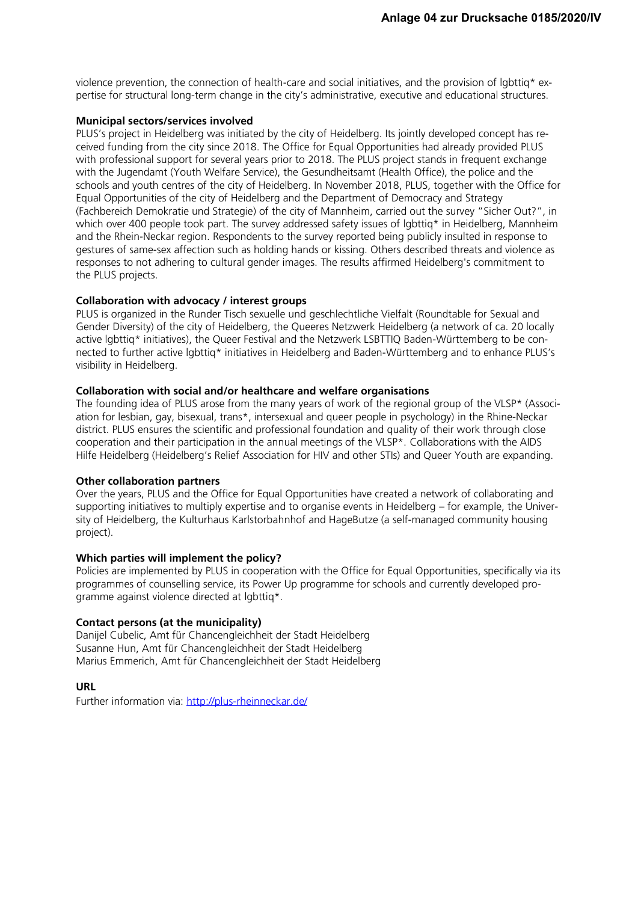violence prevention, the connection of health-care and social initiatives, and the provision of lgbttiq* expertise for structural long-term change in the city's administrative, executive and educational structures.

**Municipal sectors/services involved**

PLUS's project in Heidelberg was initiated by the city of Heidelberg. Its jointly developed concept has received funding from the city since 2018. The Office for Equal Opportunities had already provided PLUS with professional support for several years prior to 2018. The PLUS project stands in frequent exchange with the Jugendamt (Youth Welfare Service), the Gesundheitsamt (Health Office), the police and the schools and youth centres of the city of Heidelberg. In November 2018, PLUS, together with the Office for Equal Opportunities of the city of Heidelberg and the Department of Democracy and Strategy (Fachbereich Demokratie und Strategie) of the city of Mannheim, carried out the survey "Sicher Out?", in which over 400 people took part. The survey addressed safety issues of lgbttiq* in Heidelberg, Mannheim and the Rhein-Neckar region. Respondents to the survey reported being publicly insulted in response to gestures of same-sex affection such as holding hands or kissing. Others described threats and violence as responses to not adhering to cultural gender images. The results affirmed Heidelberg's commitment to the PLUS projects.

**Collaboration with advocacy / interest groups**

PLUS is organized in the Runder Tisch sexuelle und geschlechtliche Vielfalt (Roundtable for Sexual and Gender Diversity) of the city of Heidelberg, the Queeres Netzwerk Heidelberg (a network of ca. 20 locally active lgbttiq* initiatives), the Queer Festival and the Netzwerk LSBTTIQ Baden-Württemberg to be connected to further active lgbttiq* initiatives in Heidelberg and Baden-Württemberg and to enhance PLUS's visibility in Heidelberg.

**Collaboration with social and/or healthcare and welfare organisations**

The founding idea of PLUS arose from the many years of work of the regional group of the VLSP* (Association for lesbian, gay, bisexual, trans*, intersexual and queer people in psychology) in the Rhine-Neckar district. PLUS ensures the scientific and professional foundation and quality of their work through close cooperation and their participation in the annual meetings of the VLSP*. Collaborations with the AIDS Hilfe Heidelberg (Heidelberg's Relief Association for HIV and other STIs) and Queer Youth are expanding.

**Other collaboration partners**

Over the years, PLUS and the Office for Equal Opportunities have created a network of collaborating and supporting initiatives to multiply expertise and to organise events in Heidelberg – for example, the University of Heidelberg, the Kulturhaus Karlstorbahnhof and HageButze (a self-managed community housing project).

**Which parties will implement the policy?**

Policies are implemented by PLUS in cooperation with the Office for Equal Opportunities, specifically via its programmes of counselling service, its Power Up programme for schools and currently developed programme against violence directed at lgbttiq*.

**Contact persons (at the municipality)**

Danijel Cubelic, Amt für Chancengleichheit der Stadt Heidelberg
Susanne Hun, Amt für Chancengleichheit der Stadt Heidelberg
Marius Emmerich, Amt für Chancengleichheit der Stadt Heidelberg

**URL**

Further information via: http://plus-rheinneckar.de/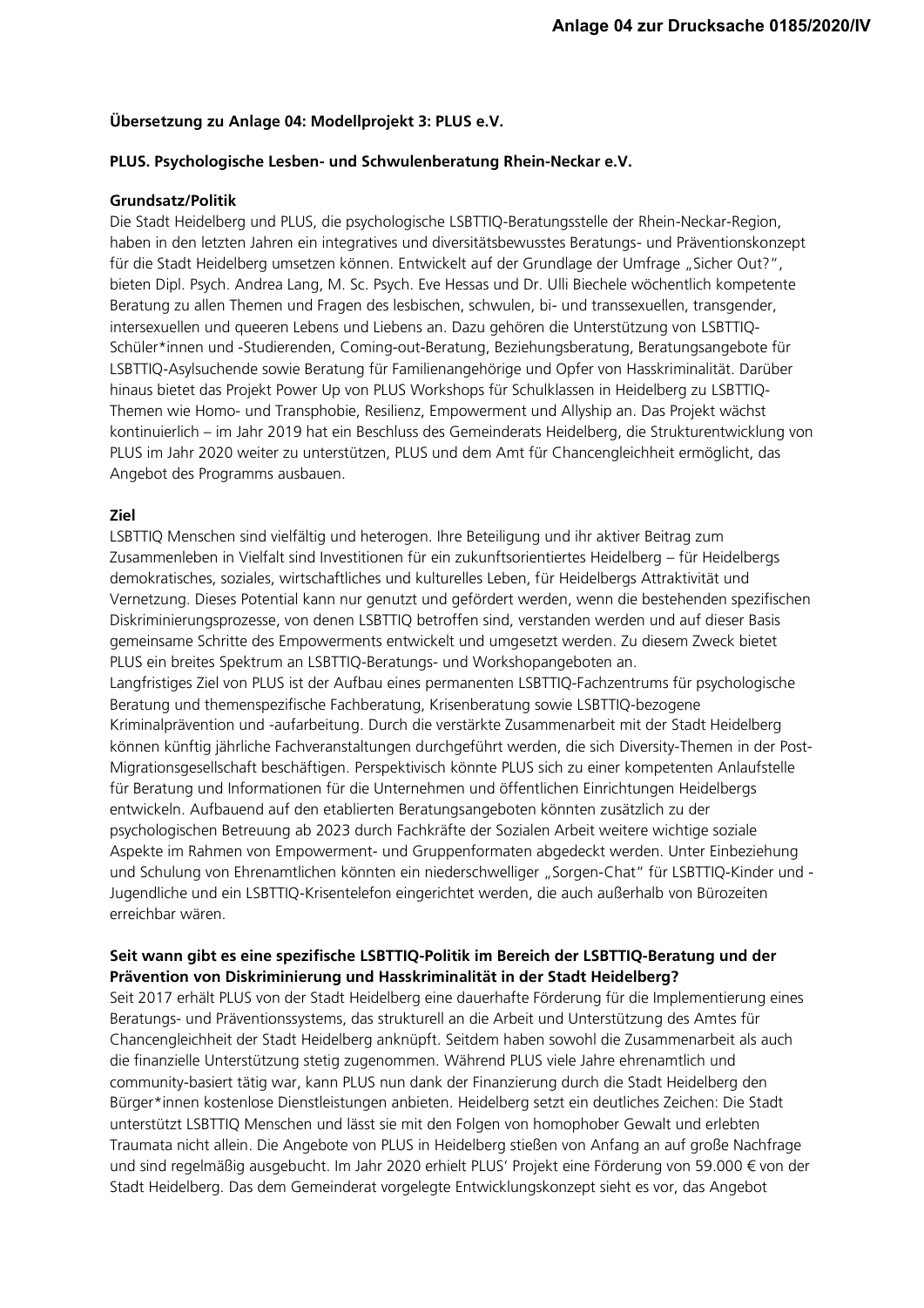**Übersetzung zu Anlage 04: Modellprojekt 3: PLUS e.V.**

**PLUS. Psychologische Lesben- und Schwulenberatung Rhein-Neckar e.V.**

**Grundsatz/Politik**

Die Stadt Heidelberg und PLUS, die psychologische LSBTTIQ-Beratungsstelle der Rhein-Neckar-Region, haben in den letzten Jahren ein integratives und diversitätsbewusstes Beratungs- und Präventionskonzept für die Stadt Heidelberg umsetzen können. Entwickelt auf der Grundlage der Umfrage „Sicher Out?", bieten Dipl. Psych. Andrea Lang, M. Sc. Psych. Eve Hessas und Dr. Ulli Biechele wöchentlich kompetente Beratung zu allen Themen und Fragen des lesbischen, schwulen, bi- und transsexuellen, transgender, intersexuellen und queeren Lebens und Liebens an. Dazu gehören die Unterstützung von LSBTTIQ-Schüler*innen und -Studierenden, Coming-out-Beratung, Beziehungsberatung, Beratungsangebote für LSBTTIQ-Asylsuchende sowie Beratung für Familienangehörige und Opfer von Hasskriminalität. Darüber hinaus bietet das Projekt Power Up von PLUS Workshops für Schulklassen in Heidelberg zu LSBTTIQ-Themen wie Homo- und Transphobie, Resilienz, Empowerment und Allyship an. Das Projekt wächst kontinuierlich – im Jahr 2019 hat ein Beschluss des Gemeinderats Heidelberg, die Strukturentwicklung von PLUS im Jahr 2020 weiter zu unterstützen, PLUS und dem Amt für Chancengleichheit ermöglicht, das Angebot des Programms ausbauen.

**Ziel**

LSBTTIQ Menschen sind vielfältig und heterogen. Ihre Beteiligung und ihr aktiver Beitrag zum Zusammenleben in Vielfalt sind Investitionen für ein zukunftsorientiertes Heidelberg – für Heidelbergs demokratisches, soziales, wirtschaftliches und kulturelles Leben, für Heidelbergs Attraktivität und Vernetzung. Dieses Potential kann nur genutzt und gefördert werden, wenn die bestehenden spezifischen Diskriminierungsprozesse, von denen LSBTTIQ betroffen sind, verstanden werden und auf dieser Basis gemeinsame Schritte des Empowerments entwickelt und umgesetzt werden. Zu diesem Zweck bietet PLUS ein breites Spektrum an LSBTTIQ-Beratungs- und Workshopangeboten an.
Langfristiges Ziel von PLUS ist der Aufbau eines permanenten LSBTTIQ-Fachzentrums für psychologische Beratung und themenspezifische Fachberatung, Krisenberatung sowie LSBTTIQ-bezogene Kriminalprävention und -aufarbeitung. Durch die verstärkte Zusammenarbeit mit der Stadt Heidelberg können künftig jährliche Fachveranstaltungen durchgeführt werden, die sich Diversity-Themen in der Post-Migrationsgesellschaft beschäftigen. Perspektivisch könnte PLUS sich zu einer kompetenten Anlaufstelle für Beratung und Informationen für die Unternehmen und öffentlichen Einrichtungen Heidelbergs entwickeln. Aufbauend auf den etablierten Beratungsangeboten könnten zusätzlich zu der psychologischen Betreuung ab 2023 durch Fachkräfte der Sozialen Arbeit weitere wichtige soziale Aspekte im Rahmen von Empowerment- und Gruppenformaten abgedeckt werden. Unter Einbeziehung und Schulung von Ehrenamtlichen könnten ein niederschwelliger „Sorgen-Chat" für LSBTTIQ-Kinder und -Jugendliche und ein LSBTTIQ-Krisentelefon eingerichtet werden, die auch außerhalb von Bürozeiten erreichbar wären.

**Seit wann gibt es eine spezifische LSBTTIQ-Politik im Bereich der LSBTTIQ-Beratung und der Prävention von Diskriminierung und Hasskriminalität in der Stadt Heidelberg?**

Seit 2017 erhält PLUS von der Stadt Heidelberg eine dauerhafte Förderung für die Implementierung eines Beratungs- und Präventionssystems, das strukturell an die Arbeit und Unterstützung des Amtes für Chancengleichheit der Stadt Heidelberg anknüpft. Seitdem haben sowohl die Zusammenarbeit als auch die finanzielle Unterstützung stetig zugenommen. Während PLUS viele Jahre ehrenamtlich und community-basiert tätig war, kann PLUS nun dank der Finanzierung durch die Stadt Heidelberg den Bürger*innen kostenlose Dienstleistungen anbieten. Heidelberg setzt ein deutliches Zeichen: Die Stadt unterstützt LSBTTIQ Menschen und lässt sie mit den Folgen von homophober Gewalt und erlebten Traumata nicht allein. Die Angebote von PLUS in Heidelberg stießen von Anfang an auf große Nachfrage und sind regelmäßig ausgebucht. Im Jahr 2020 erhielt PLUS' Projekt eine Förderung von 59.000 € von der Stadt Heidelberg. Das dem Gemeinderat vorgelegte Entwicklungskonzept sieht es vor, das Angebot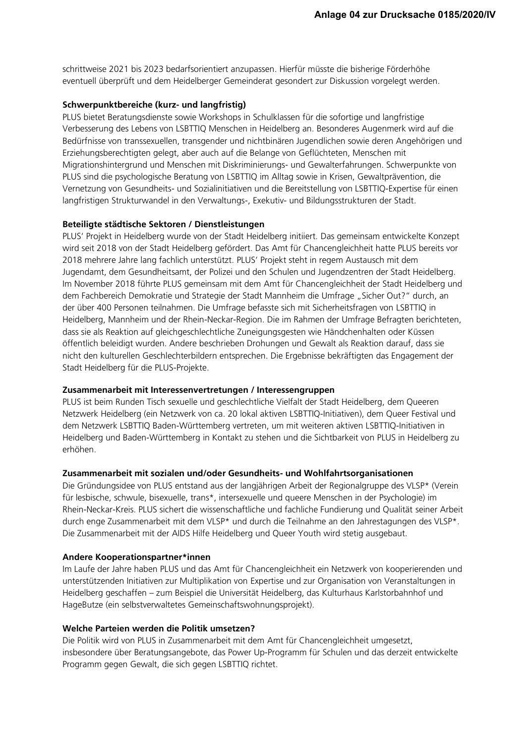schrittweise 2021 bis 2023 bedarfsorientiert anzupassen. Hierfür müsste die bisherige Förderhöhe eventuell überprüft und dem Heidelberger Gemeinderat gesondert zur Diskussion vorgelegt werden.

**Schwerpunktbereiche (kurz- und langfristig)**

PLUS bietet Beratungsdienste sowie Workshops in Schulklassen für die sofortige und langfristige Verbesserung des Lebens von LSBTTIQ Menschen in Heidelberg an. Besonderes Augenmerk wird auf die Bedürfnisse von transsexuellen, transgender und nichtbinären Jugendlichen sowie deren Angehörigen und Erziehungsberechtigten gelegt, aber auch auf die Belange von Geflüchteten, Menschen mit Migrationshintergrund und Menschen mit Diskriminierungs- und Gewalterfahrungen. Schwerpunkte von PLUS sind die psychologische Beratung von LSBTTIQ im Alltag sowie in Krisen, Gewaltprävention, die Vernetzung von Gesundheits- und Sozialinitiativen und die Bereitstellung von LSBTTIQ-Expertise für einen langfristigen Strukturwandel in den Verwaltungs-, Exekutiv- und Bildungsstrukturen der Stadt.

**Beteiligte städtische Sektoren / Dienstleistungen**

PLUS' Projekt in Heidelberg wurde von der Stadt Heidelberg initiiert. Das gemeinsam entwickelte Konzept wird seit 2018 von der Stadt Heidelberg gefördert. Das Amt für Chancengleichheit hatte PLUS bereits vor 2018 mehrere Jahre lang fachlich unterstützt. PLUS' Projekt steht in regem Austausch mit dem Jugendamt, dem Gesundheitsamt, der Polizei und den Schulen und Jugendzentren der Stadt Heidelberg. Im November 2018 führte PLUS gemeinsam mit dem Amt für Chancengleichheit der Stadt Heidelberg und dem Fachbereich Demokratie und Strategie der Stadt Mannheim die Umfrage „Sicher Out?" durch, an der über 400 Personen teilnahmen. Die Umfrage befasste sich mit Sicherheitsfragen von LSBTTIQ in Heidelberg, Mannheim und der Rhein-Neckar-Region. Die im Rahmen der Umfrage Befragten berichteten, dass sie als Reaktion auf gleichgeschlechtliche Zuneigungsgesten wie Händchenhalten oder Küssen öffentlich beleidigt wurden. Andere beschrieben Drohungen und Gewalt als Reaktion darauf, dass sie nicht den kulturellen Geschlechterbildern entsprechen. Die Ergebnisse bekräftigten das Engagement der Stadt Heidelberg für die PLUS-Projekte.

**Zusammenarbeit mit Interessenvertretungen / Interessengruppen**

PLUS ist beim Runden Tisch sexuelle und geschlechtliche Vielfalt der Stadt Heidelberg, dem Queeren Netzwerk Heidelberg (ein Netzwerk von ca. 20 lokal aktiven LSBTTIQ-Initiativen), dem Queer Festival und dem Netzwerk LSBTTIQ Baden-Württemberg vertreten, um mit weiteren aktiven LSBTTIQ-Initiativen in Heidelberg und Baden-Württemberg in Kontakt zu stehen und die Sichtbarkeit von PLUS in Heidelberg zu erhöhen.

**Zusammenarbeit mit sozialen und/oder Gesundheits- und Wohlfahrtsorganisationen**

Die Gründungsidee von PLUS entstand aus der langjährigen Arbeit der Regionalgruppe des VLSP* (Verein für lesbische, schwule, bisexuelle, trans*, intersexuelle und queere Menschen in der Psychologie) im Rhein-Neckar-Kreis. PLUS sichert die wissenschaftliche und fachliche Fundierung und Qualität seiner Arbeit durch enge Zusammenarbeit mit dem VLSP* und durch die Teilnahme an den Jahrestagungen des VLSP*. Die Zusammenarbeit mit der AIDS Hilfe Heidelberg und Queer Youth wird stetig ausgebaut.

**Andere Kooperationspartner*innen**

Im Laufe der Jahre haben PLUS und das Amt für Chancengleichheit ein Netzwerk von kooperierenden und unterstützenden Initiativen zur Multiplikation von Expertise und zur Organisation von Veranstaltungen in Heidelberg geschaffen – zum Beispiel die Universität Heidelberg, das Kulturhaus Karlstorbahnhof und HageButze (ein selbstverwaltetes Gemeinschaftswohnungsprojekt).

**Welche Parteien werden die Politik umsetzen?**

Die Politik wird von PLUS in Zusammenarbeit mit dem Amt für Chancengleichheit umgesetzt, insbesondere über Beratungsangebote, das Power Up-Programm für Schulen und das derzeit entwickelte Programm gegen Gewalt, die sich gegen LSBTTIQ richtet.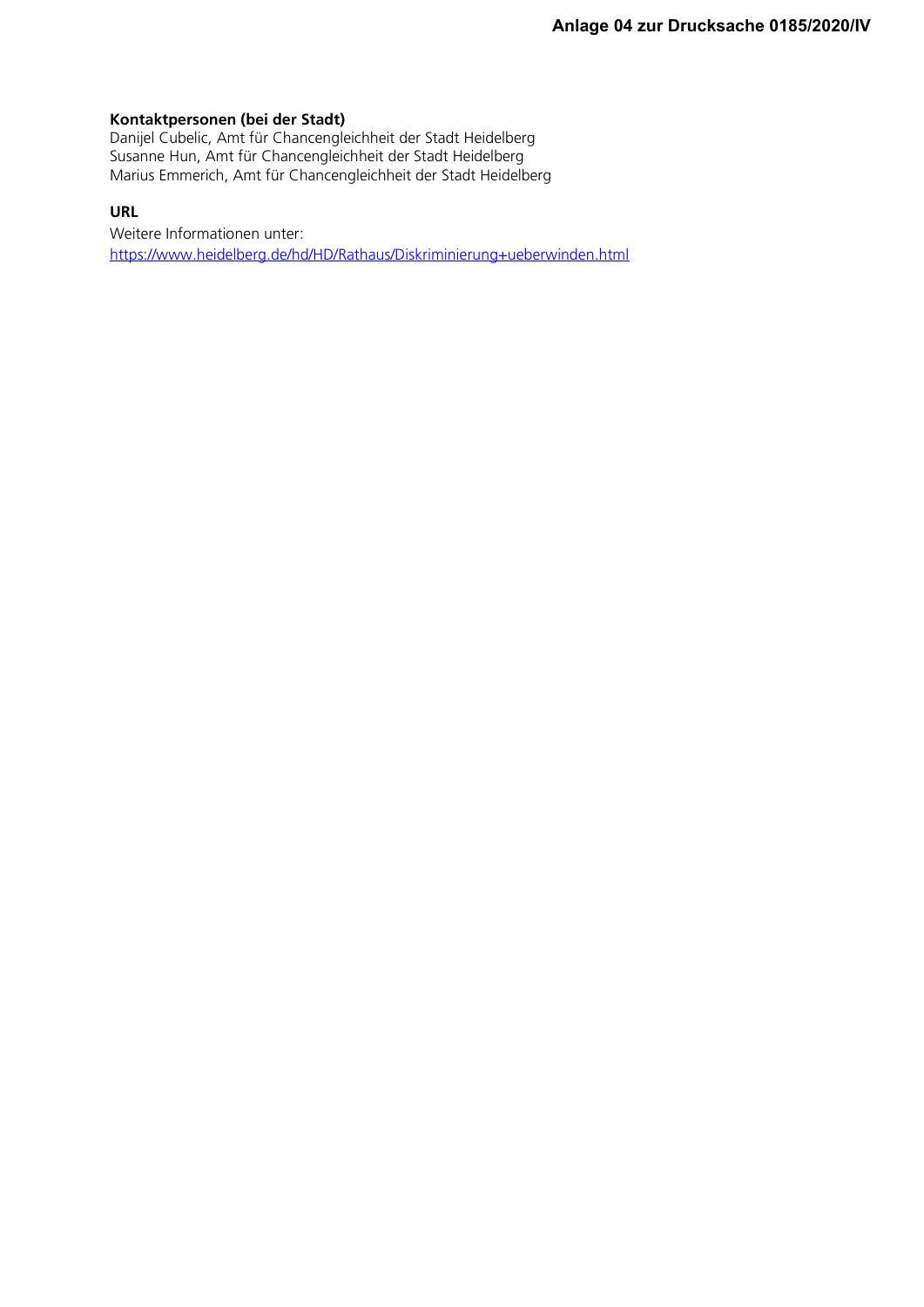**Kontaktpersonen (bei der Stadt)**
Danijel Cubelic, Amt für Chancengleichheit der Stadt Heidelberg
Susanne Hun, Amt für Chancengleichheit der Stadt Heidelberg
Marius Emmerich, Amt für Chancengleichheit der Stadt Heidelberg

**URL**

Weitere Informationen unter:
[https://www.heidelberg.de/hd/HD/Rathaus/Diskriminierung+ueberwinden.html](https://www.heidelberg.de/hd/HD/Rathaus/Diskriminierung+ueberwinden.html)